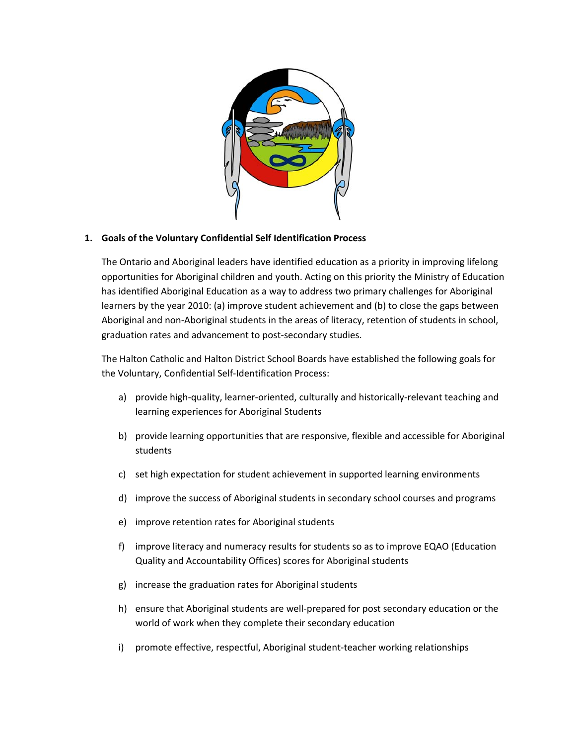## 1. Goals of the Voluntary Confidential Self Identification Process

The Ontario and Aboriginal leaders have identified education as a priority in improving lifelong opportunities for Aboriginal children and youth. Acting on this priority the Ministry of Education has identified Aboriginal Education as a way to address two primary challenges for Aboriginal learners by the year 2010: (a) improve student achievement and (b) to close the gaps between Aboriginal and non-Aboriginal students in the areas of literacy, retention of students in school, graduation rates and advancement to post-secondary studies.

The Halton Catholic and Halton District School Boards have established the following goals for the Voluntary, Confidential Self-Identification Process:

a) provide high-quality, learner-oriented, culturally and historically-relevant teaching and learning experiences for Aboriginal Students

b) provide learning opportunities that are responsive, flexible and accessible for Aboriginal students

c) set high expectation for student achievement in supported learning environments

d) improve the success of Aboriginal students in secondary school courses and programs

e) improve retention rates for Aboriginal students

f) improve literacy and numeracy results for students so as to improve EQAO (Education Quality and Accountability Offices) scores for Aboriginal students

g) increase the graduation rates for Aboriginal students

h) ensure that Aboriginal students are well-prepared for post secondary education or the world of work when they complete their secondary education

i) promote effective, respectful, Aboriginal student-teacher working relationships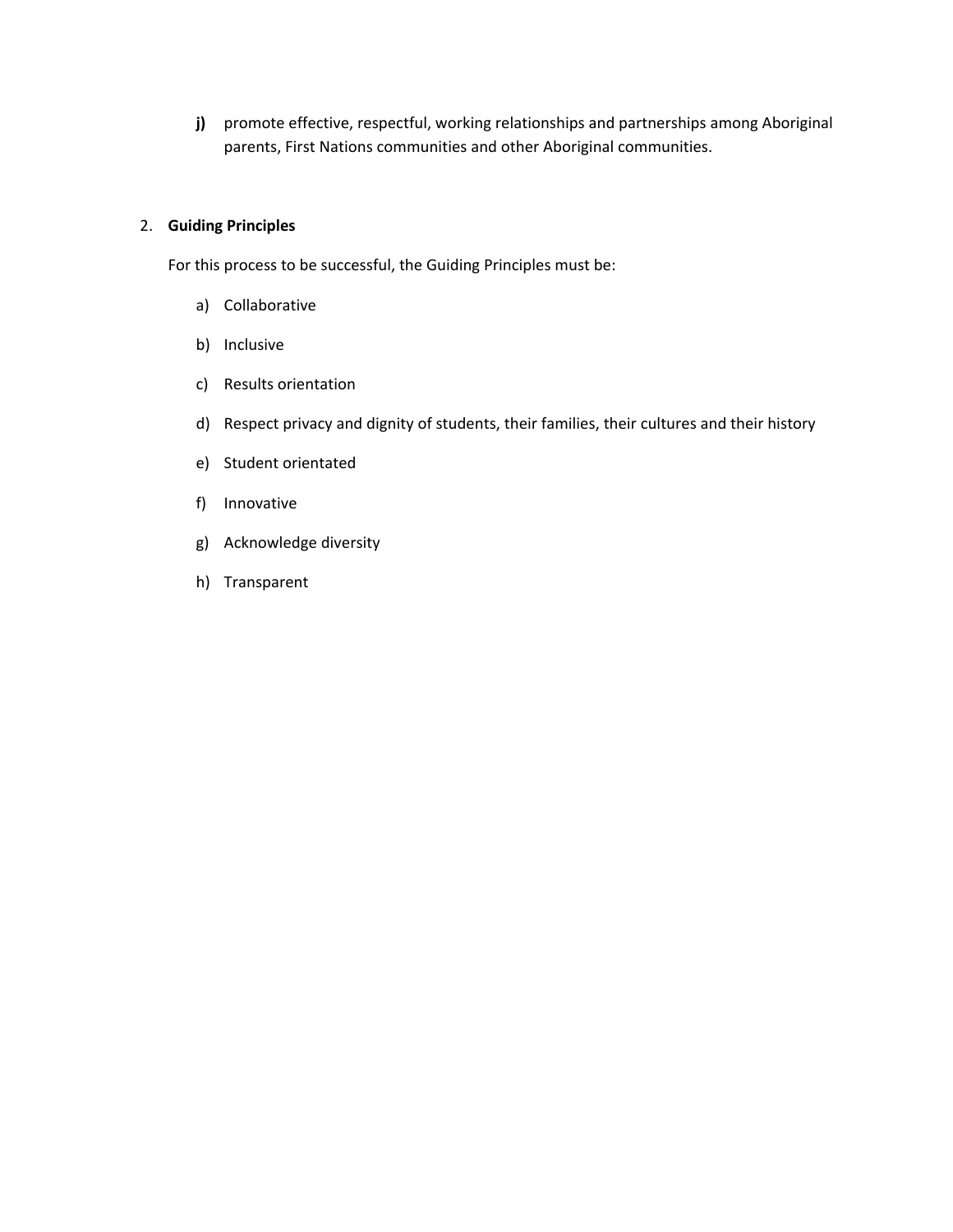**j)** promote effective, respectful, working relationships and partnerships among Aboriginal parents, First Nations communities and other Aboriginal communities.

2. **Guiding Principles**

   For this process to be successful, the Guiding Principles must be:

   a) Collaborative

   b) Inclusive

   c) Results orientation

   d) Respect privacy and dignity of students, their families, their cultures and their history

   e) Student orientated

   f) Innovative

   g) Acknowledge diversity

   h) Transparent